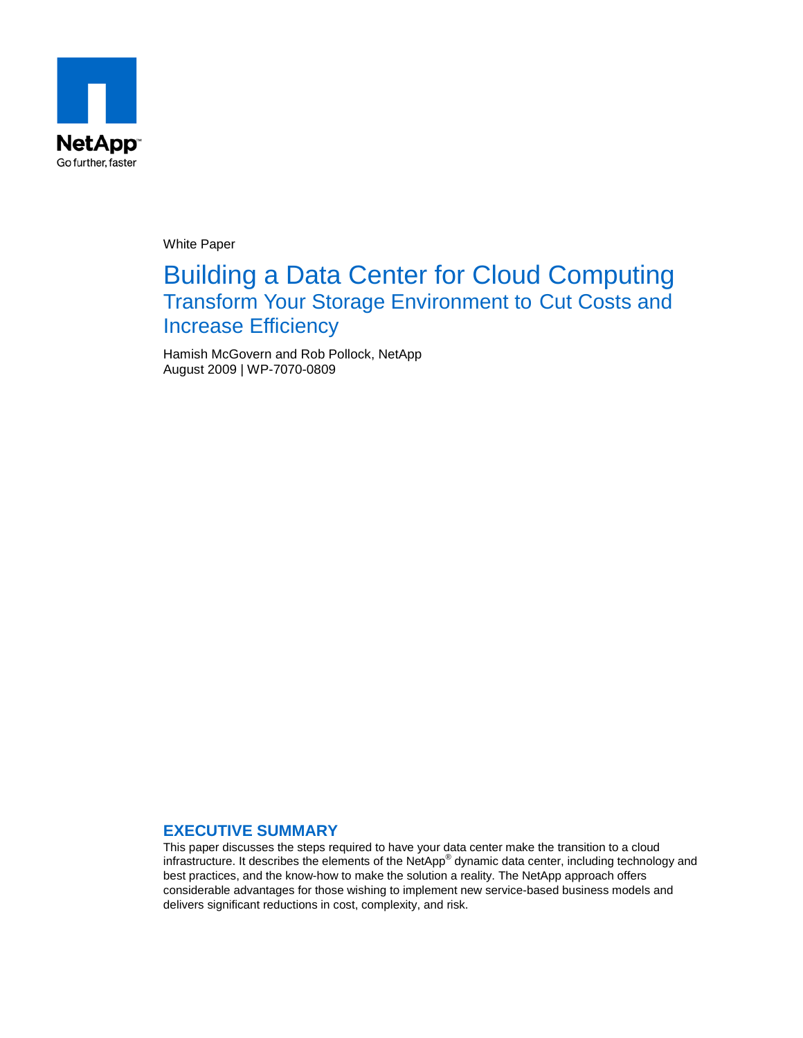NetApp

Go further, faster

White Paper

# Building a Data Center for Cloud Computing

## Transform Your Storage Environment to Cut Costs and Increase Efficiency

Hamish McGovern and Rob Pollock, NetApp
August 2009 | WP-7070-0809

## EXECUTIVE SUMMARY

This paper discusses the steps required to have your data center make the transition to a cloud infrastructure. It describes the elements of the NetApp® dynamic data center, including technology and best practices, and the know-how to make the solution a reality. The NetApp approach offers considerable advantages for those wishing to implement new service-based business models and delivers significant reductions in cost, complexity, and risk.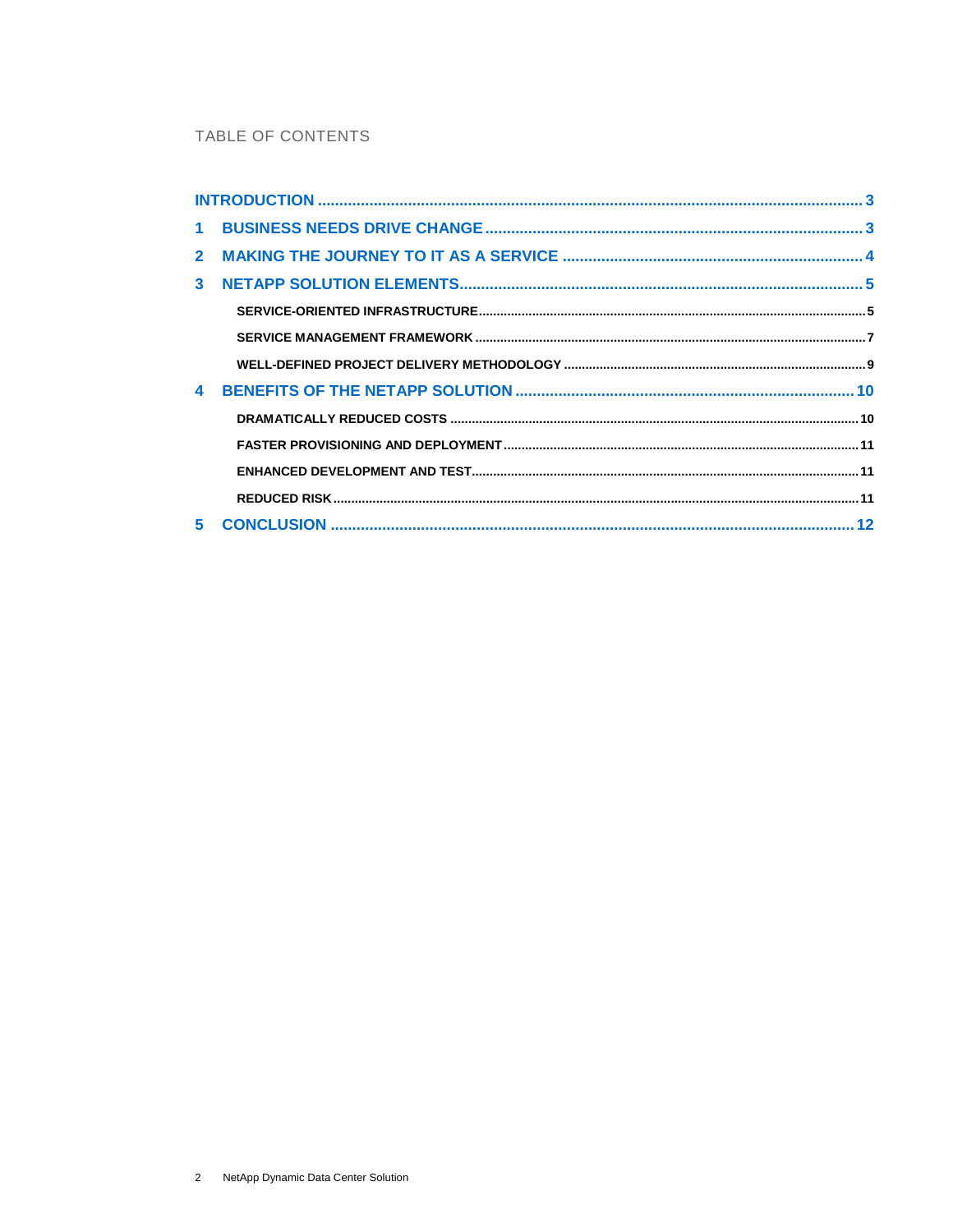TABLE OF CONTENTS

**INTRODUCTION** ... 3

**1 BUSINESS NEEDS DRIVE CHANGE** ... 3

**2 MAKING THE JOURNEY TO IT AS A SERVICE** ... 4

**3 NETAPP SOLUTION ELEMENTS** ... 5

- SERVICE-ORIENTED INFRASTRUCTURE ... 5
- SERVICE MANAGEMENT FRAMEWORK ... 7
- WELL-DEFINED PROJECT DELIVERY METHODOLOGY ... 9

**4 BENEFITS OF THE NETAPP SOLUTION** ... 10

- DRAMATICALLY REDUCED COSTS ... 10
- FASTER PROVISIONING AND DEPLOYMENT ... 11
- ENHANCED DEVELOPMENT AND TEST ... 11
- REDUCED RISK ... 11

**5 CONCLUSION** ... 12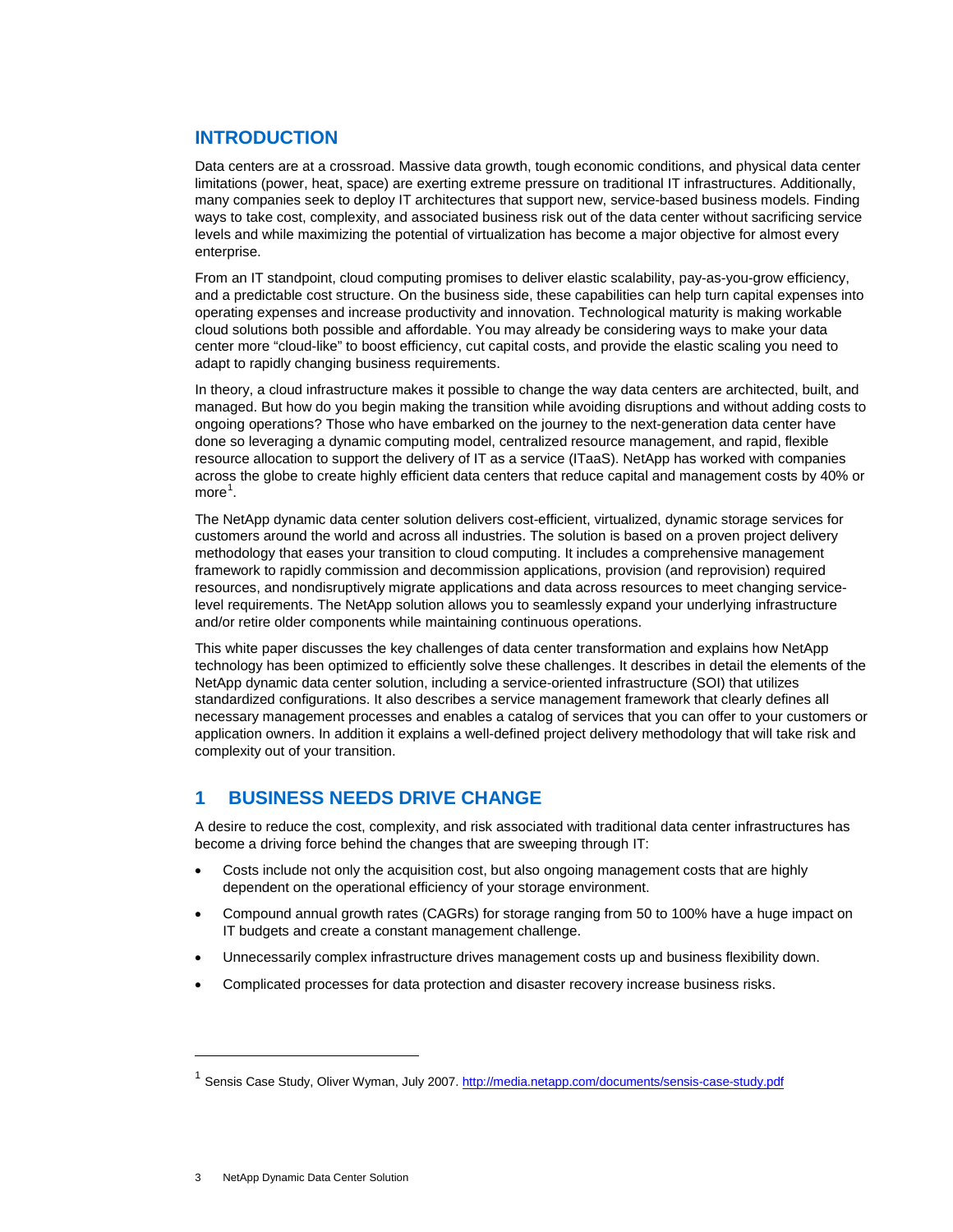## INTRODUCTION

Data centers are at a crossroad. Massive data growth, tough economic conditions, and physical data center limitations (power, heat, space) are exerting extreme pressure on traditional IT infrastructures. Additionally, many companies seek to deploy IT architectures that support new, service-based business models. Finding ways to take cost, complexity, and associated business risk out of the data center without sacrificing service levels and while maximizing the potential of virtualization has become a major objective for almost every enterprise.

From an IT standpoint, cloud computing promises to deliver elastic scalability, pay-as-you-grow efficiency, and a predictable cost structure. On the business side, these capabilities can help turn capital expenses into operating expenses and increase productivity and innovation. Technological maturity is making workable cloud solutions both possible and affordable. You may already be considering ways to make your data center more "cloud-like" to boost efficiency, cut capital costs, and provide the elastic scaling you need to adapt to rapidly changing business requirements.

In theory, a cloud infrastructure makes it possible to change the way data centers are architected, built, and managed. But how do you begin making the transition while avoiding disruptions and without adding costs to ongoing operations? Those who have embarked on the journey to the next-generation data center have done so leveraging a dynamic computing model, centralized resource management, and rapid, flexible resource allocation to support the delivery of IT as a service (ITaaS). NetApp has worked with companies across the globe to create highly efficient data centers that reduce capital and management costs by 40% or more[1].

The NetApp dynamic data center solution delivers cost-efficient, virtualized, dynamic storage services for customers around the world and across all industries. The solution is based on a proven project delivery methodology that eases your transition to cloud computing. It includes a comprehensive management framework to rapidly commission and decommission applications, provision (and reprovision) required resources, and nondisruptively migrate applications and data across resources to meet changing service-level requirements. The NetApp solution allows you to seamlessly expand your underlying infrastructure and/or retire older components while maintaining continuous operations.

This white paper discusses the key challenges of data center transformation and explains how NetApp technology has been optimized to efficiently solve these challenges. It describes in detail the elements of the NetApp dynamic data center solution, including a service-oriented infrastructure (SOI) that utilizes standardized configurations. It also describes a service management framework that clearly defines all necessary management processes and enables a catalog of services that you can offer to your customers or application owners. In addition it explains a well-defined project delivery methodology that will take risk and complexity out of your transition.

## 1 BUSINESS NEEDS DRIVE CHANGE

A desire to reduce the cost, complexity, and risk associated with traditional data center infrastructures has become a driving force behind the changes that are sweeping through IT:

- Costs include not only the acquisition cost, but also ongoing management costs that are highly dependent on the operational efficiency of your storage environment.
- Compound annual growth rates (CAGRs) for storage ranging from 50 to 100% have a huge impact on IT budgets and create a constant management challenge.
- Unnecessarily complex infrastructure drives management costs up and business flexibility down.
- Complicated processes for data protection and disaster recovery increase business risks.

---

[1] Sensis Case Study, Oliver Wyman, July 2007. http://media.netapp.com/documents/sensis-case-study.pdf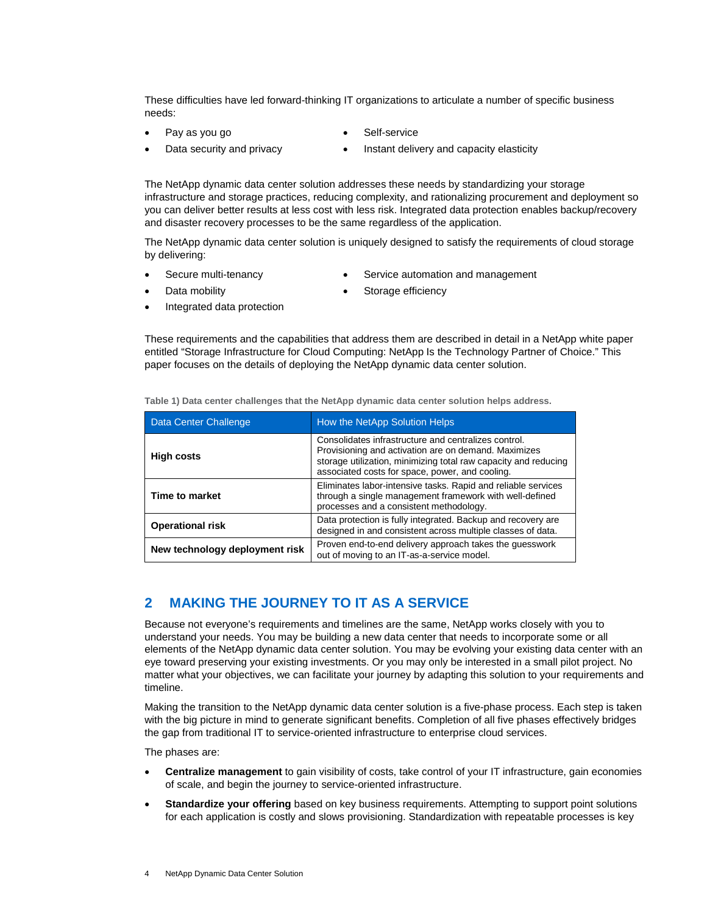These difficulties have led forward-thinking IT organizations to articulate a number of specific business needs:

- Pay as you go
- Data security and privacy
- Self-service
- Instant delivery and capacity elasticity

The NetApp dynamic data center solution addresses these needs by standardizing your storage infrastructure and storage practices, reducing complexity, and rationalizing procurement and deployment so you can deliver better results at less cost with less risk. Integrated data protection enables backup/recovery and disaster recovery processes to be the same regardless of the application.

The NetApp dynamic data center solution is uniquely designed to satisfy the requirements of cloud storage by delivering:

- Secure multi-tenancy
- Data mobility
- Integrated data protection
- Service automation and management
- Storage efficiency

These requirements and the capabilities that address them are described in detail in a NetApp white paper entitled "Storage Infrastructure for Cloud Computing: NetApp Is the Technology Partner of Choice." This paper focuses on the details of deploying the NetApp dynamic data center solution.

**Table 1) Data center challenges that the NetApp dynamic data center solution helps address.**

| Data Center Challenge | How the NetApp Solution Helps |
|---|---|
| **High costs** | Consolidates infrastructure and centralizes control. Provisioning and activation are on demand. Maximizes storage utilization, minimizing total raw capacity and reducing associated costs for space, power, and cooling. |
| **Time to market** | Eliminates labor-intensive tasks. Rapid and reliable services through a single management framework with well-defined processes and a consistent methodology. |
| **Operational risk** | Data protection is fully integrated. Backup and recovery are designed in and consistent across multiple classes of data. |
| **New technology deployment risk** | Proven end-to-end delivery approach takes the guesswork out of moving to an IT-as-a-service model. |

## 2 MAKING THE JOURNEY TO IT AS A SERVICE

Because not everyone's requirements and timelines are the same, NetApp works closely with you to understand your needs. You may be building a new data center that needs to incorporate some or all elements of the NetApp dynamic data center solution. You may be evolving your existing data center with an eye toward preserving your existing investments. Or you may only be interested in a small pilot project. No matter what your objectives, we can facilitate your journey by adapting this solution to your requirements and timeline.

Making the transition to the NetApp dynamic data center solution is a five-phase process. Each step is taken with the big picture in mind to generate significant benefits. Completion of all five phases effectively bridges the gap from traditional IT to service-oriented infrastructure to enterprise cloud services.

The phases are:

- **Centralize management** to gain visibility of costs, take control of your IT infrastructure, gain economies of scale, and begin the journey to service-oriented infrastructure.
- **Standardize your offering** based on key business requirements. Attempting to support point solutions for each application is costly and slows provisioning. Standardization with repeatable processes is key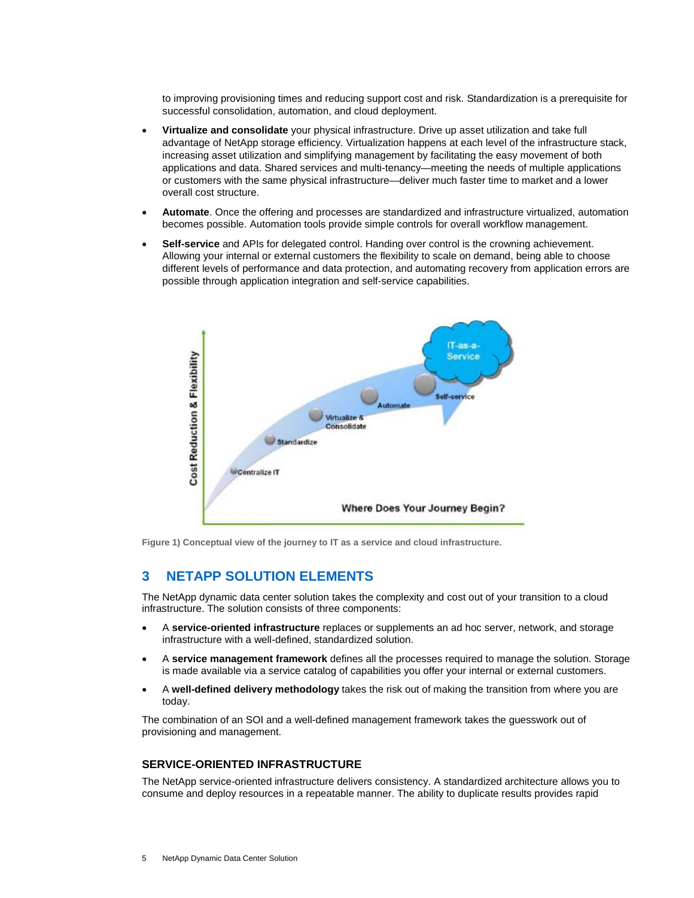to improving provisioning times and reducing support cost and risk. Standardization is a prerequisite for successful consolidation, automation, and cloud deployment.

- **Virtualize and consolidate** your physical infrastructure. Drive up asset utilization and take full advantage of NetApp storage efficiency. Virtualization happens at each level of the infrastructure stack, increasing asset utilization and simplifying management by facilitating the easy movement of both applications and data. Shared services and multi-tenancy—meeting the needs of multiple applications or customers with the same physical infrastructure—deliver much faster time to market and a lower overall cost structure.
- **Automate**. Once the offering and processes are standardized and infrastructure virtualized, automation becomes possible. Automation tools provide simple controls for overall workflow management.
- **Self-service** and APIs for delegated control. Handing over control is the crowning achievement. Allowing your internal or external customers the flexibility to scale on demand, being able to choose different levels of performance and data protection, and automating recovery from application errors are possible through application integration and self-service capabilities.

**Figure 1) Conceptual view of the journey to IT as a service and cloud infrastructure.**

## 3 NETAPP SOLUTION ELEMENTS

The NetApp dynamic data center solution takes the complexity and cost out of your transition to a cloud infrastructure. The solution consists of three components:

- A **service-oriented infrastructure** replaces or supplements an ad hoc server, network, and storage infrastructure with a well-defined, standardized solution.
- A **service management framework** defines all the processes required to manage the solution. Storage is made available via a service catalog of capabilities you offer your internal or external customers.
- A **well-defined delivery methodology** takes the risk out of making the transition from where you are today.

The combination of an SOI and a well-defined management framework takes the guesswork out of provisioning and management.

### SERVICE-ORIENTED INFRASTRUCTURE

The NetApp service-oriented infrastructure delivers consistency. A standardized architecture allows you to consume and deploy resources in a repeatable manner. The ability to duplicate results provides rapid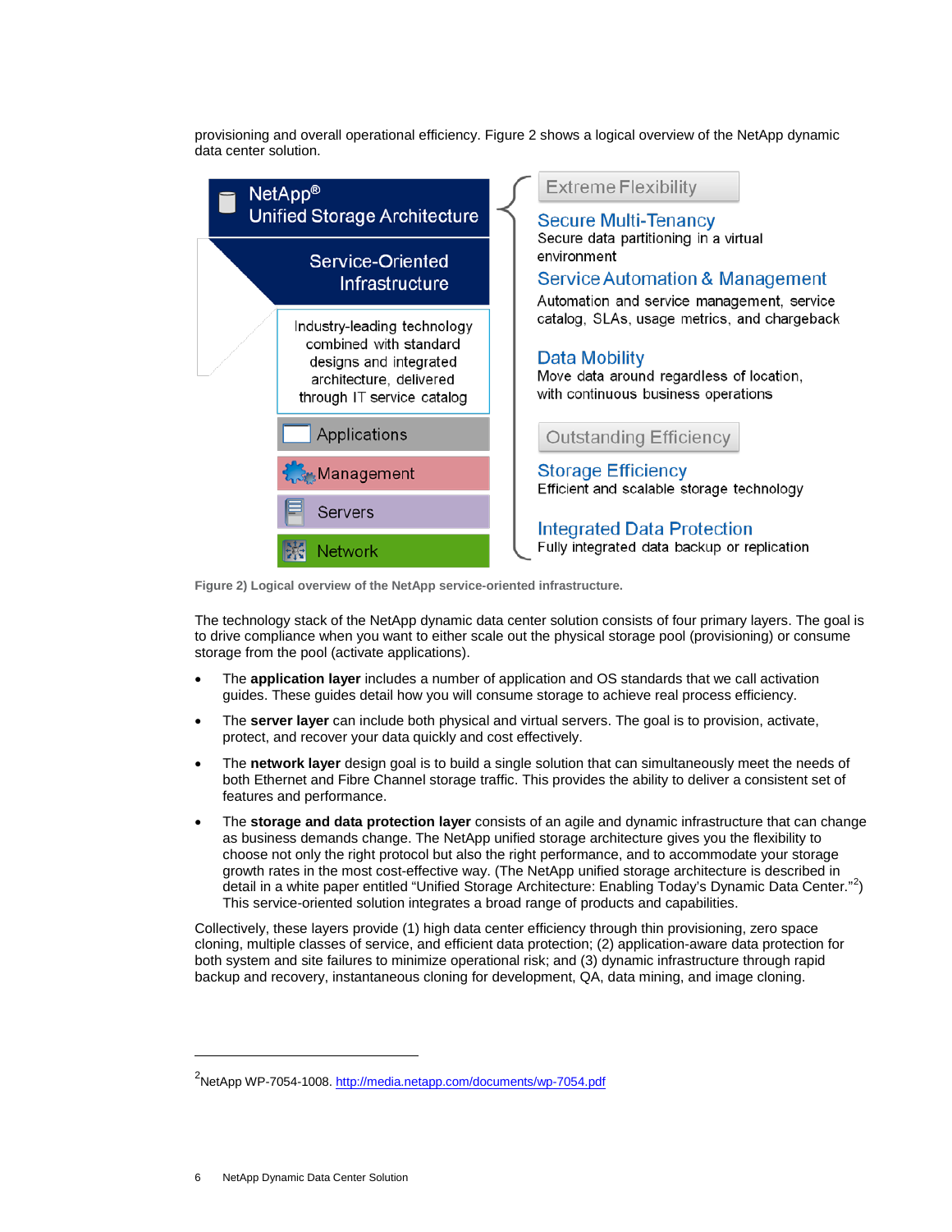provisioning and overall operational efficiency. Figure 2 shows a logical overview of the NetApp dynamic data center solution.

NetApp® Unified Storage Architecture

Service-Oriented Infrastructure

Industry-leading technology combined with standard designs and integrated architecture, delivered through IT service catalog

Applications

Management

Servers

Network

Extreme Flexibility

Secure Multi-Tenancy
Secure data partitioning in a virtual environment

Service Automation & Management
Automation and service management, service catalog, SLAs, usage metrics, and chargeback

Data Mobility
Move data around regardless of location, with continuous business operations

Outstanding Efficiency

Storage Efficiency
Efficient and scalable storage technology

Integrated Data Protection
Fully integrated data backup or replication

**Figure 2) Logical overview of the NetApp service-oriented infrastructure.**

The technology stack of the NetApp dynamic data center solution consists of four primary layers. The goal is to drive compliance when you want to either scale out the physical storage pool (provisioning) or consume storage from the pool (activate applications).

- The **application layer** includes a number of application and OS standards that we call activation guides. These guides detail how you will consume storage to achieve real process efficiency.
- The **server layer** can include both physical and virtual servers. The goal is to provision, activate, protect, and recover your data quickly and cost effectively.
- The **network layer** design goal is to build a single solution that can simultaneously meet the needs of both Ethernet and Fibre Channel storage traffic. This provides the ability to deliver a consistent set of features and performance.
- The **storage and data protection layer** consists of an agile and dynamic infrastructure that can change as business demands change. The NetApp unified storage architecture gives you the flexibility to choose not only the right protocol but also the right performance, and to accommodate your storage growth rates in the most cost-effective way. (The NetApp unified storage architecture is described in detail in a white paper entitled "Unified Storage Architecture: Enabling Today's Dynamic Data Center."[2]) This service-oriented solution integrates a broad range of products and capabilities.

Collectively, these layers provide (1) high data center efficiency through thin provisioning, zero space cloning, multiple classes of service, and efficient data protection; (2) application-aware data protection for both system and site failures to minimize operational risk; and (3) dynamic infrastructure through rapid backup and recovery, instantaneous cloning for development, QA, data mining, and image cloning.

---

[2] NetApp WP-7054-1008. http://media.netapp.com/documents/wp-7054.pdf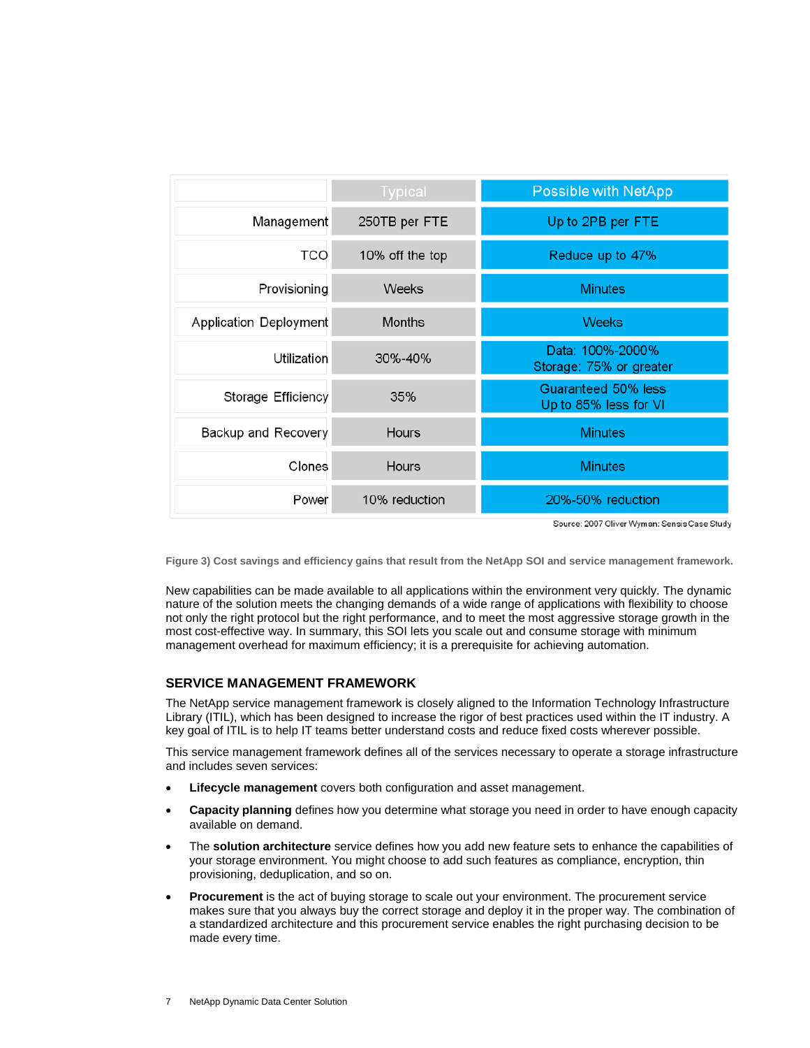| | Typical | Possible with NetApp |
|---|---|---|
| Management | 250TB per FTE | Up to 2PB per FTE |
| TCO | 10% off the top | Reduce up to 47% |
| Provisioning | Weeks | Minutes |
| Application Deployment | Months | Weeks |
| Utilization | 30%-40% | Data: 100%-2000%<br>Storage: 75% or greater |
| Storage Efficiency | 35% | Guaranteed 50% less<br>Up to 85% less for VI |
| Backup and Recovery | Hours | Minutes |
| Clones | Hours | Minutes |
| Power | 10% reduction | 20%-50% reduction |

Source: 2007 Oliver Wyman: Sensis Case Study

**Figure 3) Cost savings and efficiency gains that result from the NetApp SOI and service management framework.**

New capabilities can be made available to all applications within the environment very quickly. The dynamic nature of the solution meets the changing demands of a wide range of applications with flexibility to choose not only the right protocol but the right performance, and to meet the most aggressive storage growth in the most cost-effective way. In summary, this SOI lets you scale out and consume storage with minimum management overhead for maximum efficiency; it is a prerequisite for achieving automation.

## SERVICE MANAGEMENT FRAMEWORK

The NetApp service management framework is closely aligned to the Information Technology Infrastructure Library (ITIL), which has been designed to increase the rigor of best practices used within the IT industry. A key goal of ITIL is to help IT teams better understand costs and reduce fixed costs wherever possible.

This service management framework defines all of the services necessary to operate a storage infrastructure and includes seven services:

- **Lifecycle management** covers both configuration and asset management.
- **Capacity planning** defines how you determine what storage you need in order to have enough capacity available on demand.
- The **solution architecture** service defines how you add new feature sets to enhance the capabilities of your storage environment. You might choose to add such features as compliance, encryption, thin provisioning, deduplication, and so on.
- **Procurement** is the act of buying storage to scale out your environment. The procurement service makes sure that you always buy the correct storage and deploy it in the proper way. The combination of a standardized architecture and this procurement service enables the right purchasing decision to be made every time.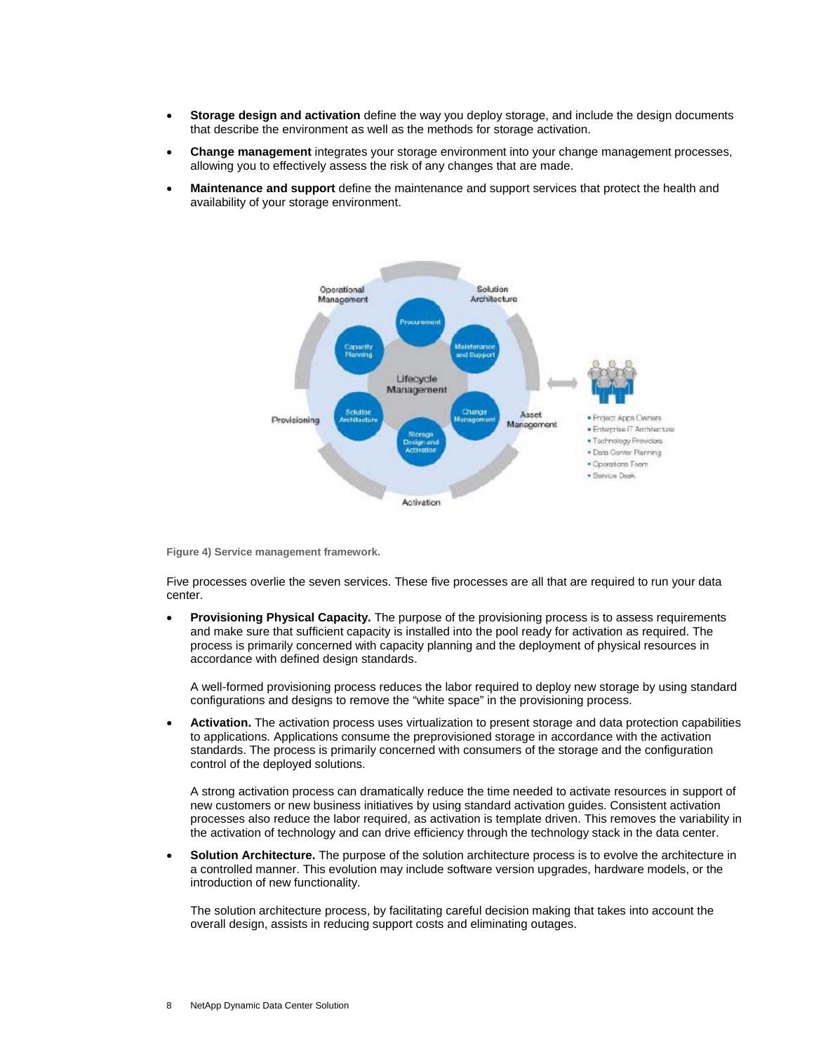- **Storage design and activation** define the way you deploy storage, and include the design documents that describe the environment as well as the methods for storage activation.
- **Change management** integrates your storage environment into your change management processes, allowing you to effectively assess the risk of any changes that are made.
- **Maintenance and support** define the maintenance and support services that protect the health and availability of your storage environment.

Figure 4) Service management framework.

Five processes overlie the seven services. These five processes are all that are required to run your data center.

- **Provisioning Physical Capacity.** The purpose of the provisioning process is to assess requirements and make sure that sufficient capacity is installed into the pool ready for activation as required. The process is primarily concerned with capacity planning and the deployment of physical resources in accordance with defined design standards.

  A well-formed provisioning process reduces the labor required to deploy new storage by using standard configurations and designs to remove the "white space" in the provisioning process.

- **Activation.** The activation process uses virtualization to present storage and data protection capabilities to applications. Applications consume the preprovisioned storage in accordance with the activation standards. The process is primarily concerned with consumers of the storage and the configuration control of the deployed solutions.

  A strong activation process can dramatically reduce the time needed to activate resources in support of new customers or new business initiatives by using standard activation guides. Consistent activation processes also reduce the labor required, as activation is template driven. This removes the variability in the activation of technology and can drive efficiency through the technology stack in the data center.

- **Solution Architecture.** The purpose of the solution architecture process is to evolve the architecture in a controlled manner. This evolution may include software version upgrades, hardware models, or the introduction of new functionality.

  The solution architecture process, by facilitating careful decision making that takes into account the overall design, assists in reducing support costs and eliminating outages.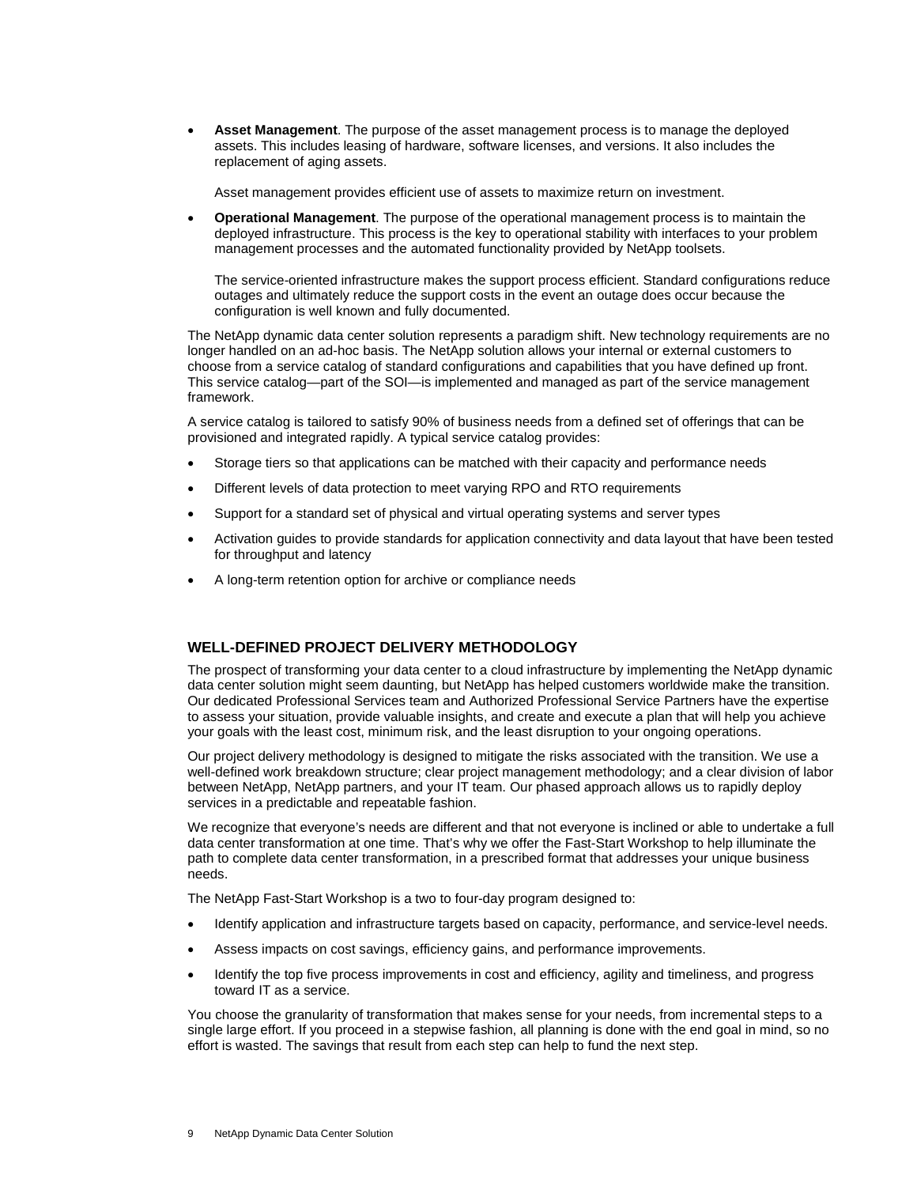- **Asset Management**. The purpose of the asset management process is to manage the deployed assets. This includes leasing of hardware, software licenses, and versions. It also includes the replacement of aging assets.

  Asset management provides efficient use of assets to maximize return on investment.

- **Operational Management**. The purpose of the operational management process is to maintain the deployed infrastructure. This process is the key to operational stability with interfaces to your problem management processes and the automated functionality provided by NetApp toolsets.

  The service-oriented infrastructure makes the support process efficient. Standard configurations reduce outages and ultimately reduce the support costs in the event an outage does occur because the configuration is well known and fully documented.

The NetApp dynamic data center solution represents a paradigm shift. New technology requirements are no longer handled on an ad-hoc basis. The NetApp solution allows your internal or external customers to choose from a service catalog of standard configurations and capabilities that you have defined up front. This service catalog—part of the SOI—is implemented and managed as part of the service management framework.

A service catalog is tailored to satisfy 90% of business needs from a defined set of offerings that can be provisioned and integrated rapidly. A typical service catalog provides:

- Storage tiers so that applications can be matched with their capacity and performance needs
- Different levels of data protection to meet varying RPO and RTO requirements
- Support for a standard set of physical and virtual operating systems and server types
- Activation guides to provide standards for application connectivity and data layout that have been tested for throughput and latency
- A long-term retention option for archive or compliance needs

### WELL-DEFINED PROJECT DELIVERY METHODOLOGY

The prospect of transforming your data center to a cloud infrastructure by implementing the NetApp dynamic data center solution might seem daunting, but NetApp has helped customers worldwide make the transition. Our dedicated Professional Services team and Authorized Professional Service Partners have the expertise to assess your situation, provide valuable insights, and create and execute a plan that will help you achieve your goals with the least cost, minimum risk, and the least disruption to your ongoing operations.

Our project delivery methodology is designed to mitigate the risks associated with the transition. We use a well-defined work breakdown structure; clear project management methodology; and a clear division of labor between NetApp, NetApp partners, and your IT team. Our phased approach allows us to rapidly deploy services in a predictable and repeatable fashion.

We recognize that everyone's needs are different and that not everyone is inclined or able to undertake a full data center transformation at one time. That's why we offer the Fast-Start Workshop to help illuminate the path to complete data center transformation, in a prescribed format that addresses your unique business needs.

The NetApp Fast-Start Workshop is a two to four-day program designed to:

- Identify application and infrastructure targets based on capacity, performance, and service-level needs.
- Assess impacts on cost savings, efficiency gains, and performance improvements.
- Identify the top five process improvements in cost and efficiency, agility and timeliness, and progress toward IT as a service.

You choose the granularity of transformation that makes sense for your needs, from incremental steps to a single large effort. If you proceed in a stepwise fashion, all planning is done with the end goal in mind, so no effort is wasted. The savings that result from each step can help to fund the next step.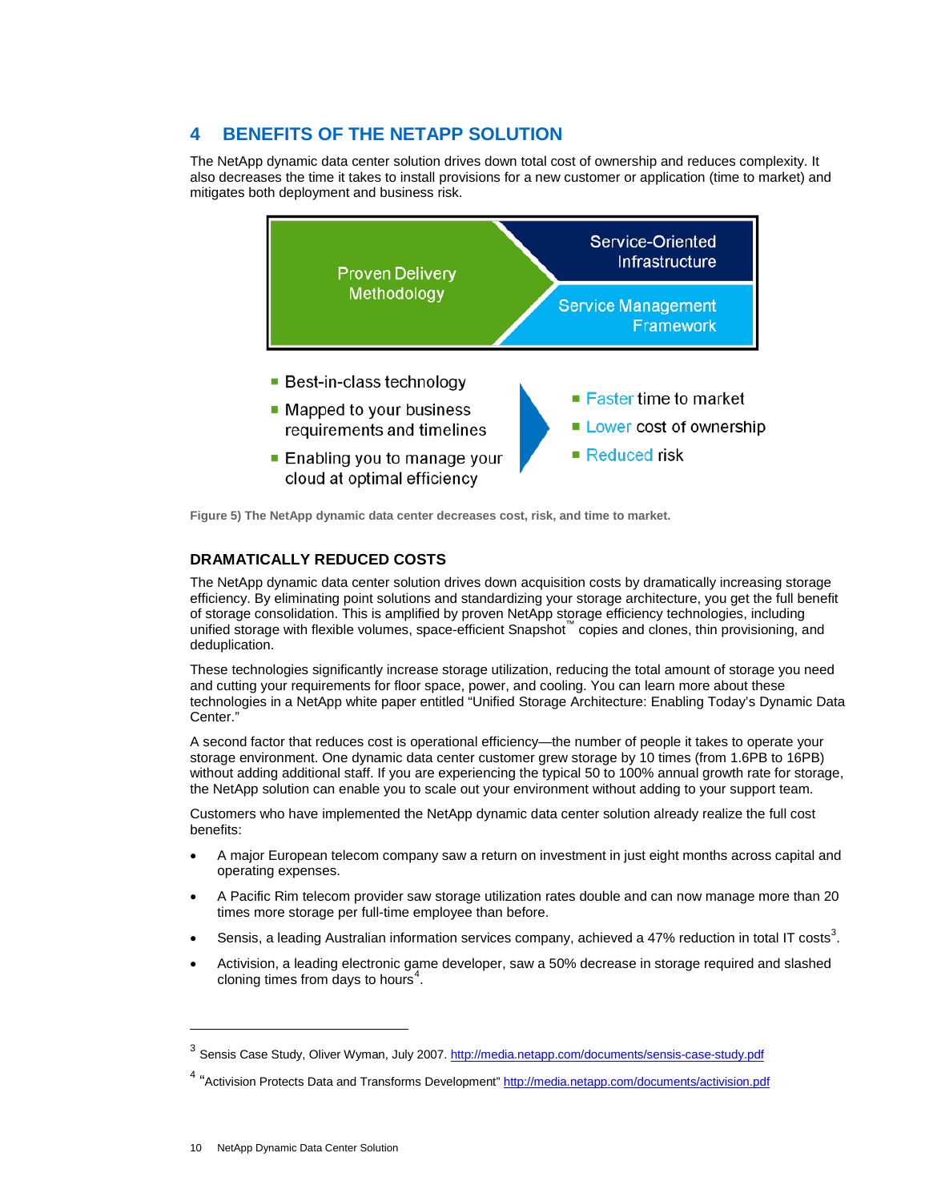## 4 BENEFITS OF THE NETAPP SOLUTION

The NetApp dynamic data center solution drives down total cost of ownership and reduces complexity. It also decreases the time it takes to install provisions for a new customer or application (time to market) and mitigates both deployment and business risk.

Proven Delivery Methodology

Service-Oriented Infrastructure

Service Management Framework

- Best-in-class technology
- Mapped to your business requirements and timelines
- Enabling you to manage your cloud at optimal efficiency

- Faster time to market
- Lower cost of ownership
- Reduced risk

**Figure 5) The NetApp dynamic data center decreases cost, risk, and time to market.**

### DRAMATICALLY REDUCED COSTS

The NetApp dynamic data center solution drives down acquisition costs by dramatically increasing storage efficiency. By eliminating point solutions and standardizing your storage architecture, you get the full benefit of storage consolidation. This is amplified by proven NetApp storage efficiency technologies, including unified storage with flexible volumes, space-efficient Snapshot™ copies and clones, thin provisioning, and deduplication.

These technologies significantly increase storage utilization, reducing the total amount of storage you need and cutting your requirements for floor space, power, and cooling. You can learn more about these technologies in a NetApp white paper entitled "Unified Storage Architecture: Enabling Today's Dynamic Data Center."

A second factor that reduces cost is operational efficiency—the number of people it takes to operate your storage environment. One dynamic data center customer grew storage by 10 times (from 1.6PB to 16PB) without adding additional staff. If you are experiencing the typical 50 to 100% annual growth rate for storage, the NetApp solution can enable you to scale out your environment without adding to your support team.

Customers who have implemented the NetApp dynamic data center solution already realize the full cost benefits:

- A major European telecom company saw a return on investment in just eight months across capital and operating expenses.
- A Pacific Rim telecom provider saw storage utilization rates double and can now manage more than 20 times more storage per full-time employee than before.
- Sensis, a leading Australian information services company, achieved a 47% reduction in total IT costs[3].
- Activision, a leading electronic game developer, saw a 50% decrease in storage required and slashed cloning times from days to hours[4].

---

[3] Sensis Case Study, Oliver Wyman, July 2007. http://media.netapp.com/documents/sensis-case-study.pdf

[4] "Activision Protects Data and Transforms Development" http://media.netapp.com/documents/activision.pdf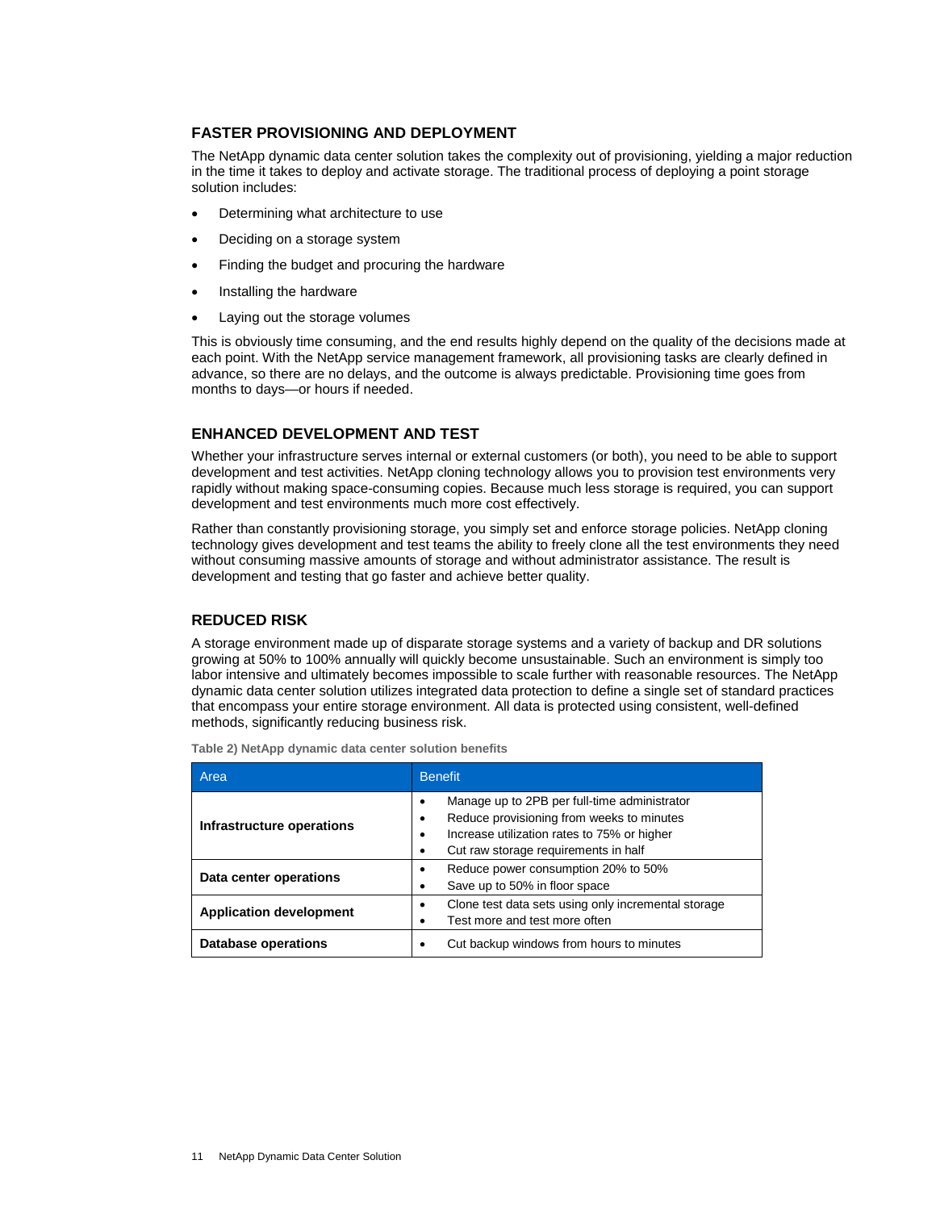## FASTER PROVISIONING AND DEPLOYMENT

The NetApp dynamic data center solution takes the complexity out of provisioning, yielding a major reduction in the time it takes to deploy and activate storage. The traditional process of deploying a point storage solution includes:

- Determining what architecture to use
- Deciding on a storage system
- Finding the budget and procuring the hardware
- Installing the hardware
- Laying out the storage volumes

This is obviously time consuming, and the end results highly depend on the quality of the decisions made at each point. With the NetApp service management framework, all provisioning tasks are clearly defined in advance, so there are no delays, and the outcome is always predictable. Provisioning time goes from months to days—or hours if needed.

## ENHANCED DEVELOPMENT AND TEST

Whether your infrastructure serves internal or external customers (or both), you need to be able to support development and test activities. NetApp cloning technology allows you to provision test environments very rapidly without making space-consuming copies. Because much less storage is required, you can support development and test environments much more cost effectively.

Rather than constantly provisioning storage, you simply set and enforce storage policies. NetApp cloning technology gives development and test teams the ability to freely clone all the test environments they need without consuming massive amounts of storage and without administrator assistance. The result is development and testing that go faster and achieve better quality.

## REDUCED RISK

A storage environment made up of disparate storage systems and a variety of backup and DR solutions growing at 50% to 100% annually will quickly become unsustainable. Such an environment is simply too labor intensive and ultimately becomes impossible to scale further with reasonable resources. The NetApp dynamic data center solution utilizes integrated data protection to define a single set of standard practices that encompass your entire storage environment. All data is protected using consistent, well-defined methods, significantly reducing business risk.

**Table 2) NetApp dynamic data center solution benefits**

| Area | Benefit |
|---|---|
| **Infrastructure operations** | • Manage up to 2PB per full-time administrator<br>• Reduce provisioning from weeks to minutes<br>• Increase utilization rates to 75% or higher<br>• Cut raw storage requirements in half |
| **Data center operations** | • Reduce power consumption 20% to 50%<br>• Save up to 50% in floor space |
| **Application development** | • Clone test data sets using only incremental storage<br>• Test more and test more often |
| **Database operations** | • Cut backup windows from hours to minutes |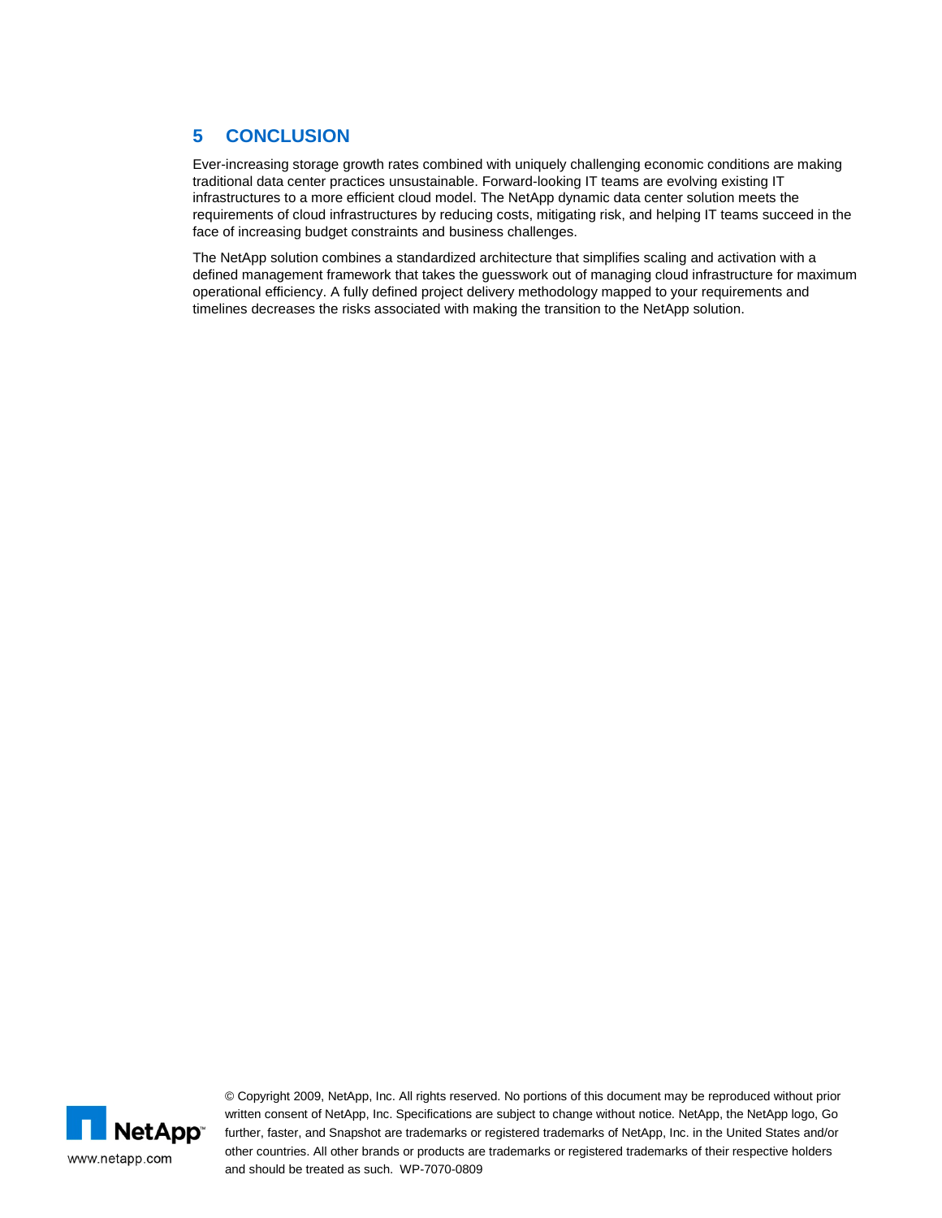## 5 CONCLUSION

Ever-increasing storage growth rates combined with uniquely challenging economic conditions are making traditional data center practices unsustainable. Forward-looking IT teams are evolving existing IT infrastructures to a more efficient cloud model. The NetApp dynamic data center solution meets the requirements of cloud infrastructures by reducing costs, mitigating risk, and helping IT teams succeed in the face of increasing budget constraints and business challenges.

The NetApp solution combines a standardized architecture that simplifies scaling and activation with a defined management framework that takes the guesswork out of managing cloud infrastructure for maximum operational efficiency. A fully defined project delivery methodology mapped to your requirements and timelines decreases the risks associated with making the transition to the NetApp solution.

NetApp™

www.netapp.com

© Copyright 2009, NetApp, Inc. All rights reserved. No portions of this document may be reproduced without prior written consent of NetApp, Inc. Specifications are subject to change without notice. NetApp, the NetApp logo, Go further, faster, and Snapshot are trademarks or registered trademarks of NetApp, Inc. in the United States and/or other countries. All other brands or products are trademarks or registered trademarks of their respective holders and should be treated as such. WP-7070-0809